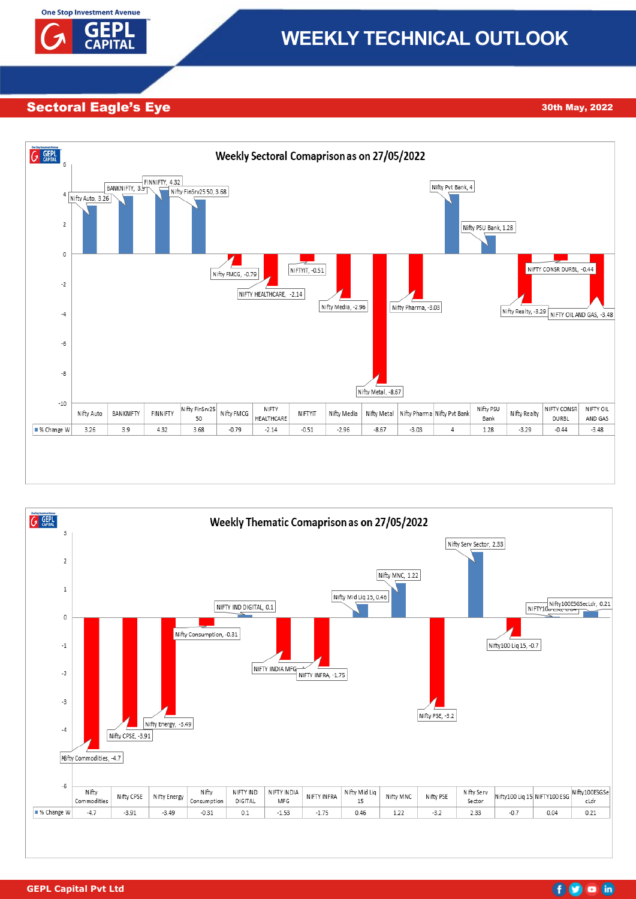# WEEKLY TECHNICAL OUTLOOK

## Sectoral Eagle's Eye

**30th May, 2022**

### Weekly Sectoral Comaprison as on 27/05/2022

| | Nifty Auto | BANKNIFTY | FINNIFTY | Nifty FinSrv25 50 | Nifty FMCG | NIFTY HEALTHCARE | NIFTYIT | Nifty Media | Nifty Metal | Nifty Pharma | Nifty Pvt Bank | Nifty PSU Bank | Nifty Realty | NIFTY CONSR DURBL | NIFTY OIL AND GAS |
|---|---|---|---|---|---|---|---|---|---|---|---|---|---|---|---|
| % Change W | 3.26 | 3.9 | 4.32 | 3.68 | -0.79 | -2.14 | -0.51 | -2.96 | -8.67 | -3.03 | 4 | 1.28 | -3.29 | -0.44 | -3.48 |

### Weekly Thematic Comaprison as on 27/05/2022

| | Nifty Commodities | Nifty CPSE | Nifty Energy | Nifty Consumption | NIFTY IND DIGITAL | NIFTY INDIA MFG | NIFTY INFRA | Nifty Mid Liq 15 | Nifty MNC | Nifty PSE | Nifty Serv Sector | Nifty100 Liq 15 | NIFTY100 ESG | Nifty100ESGSecLdr |
|---|---|---|---|---|---|---|---|---|---|---|---|---|---|---|
| % Change W | -4.7 | -3.91 | -3.49 | -0.31 | 0.1 | -1.53 | -1.75 | 0.46 | 1.22 | -3.2 | 2.33 | -0.7 | 0.04 | 0.21 |

GEPL Capital Pvt Ltd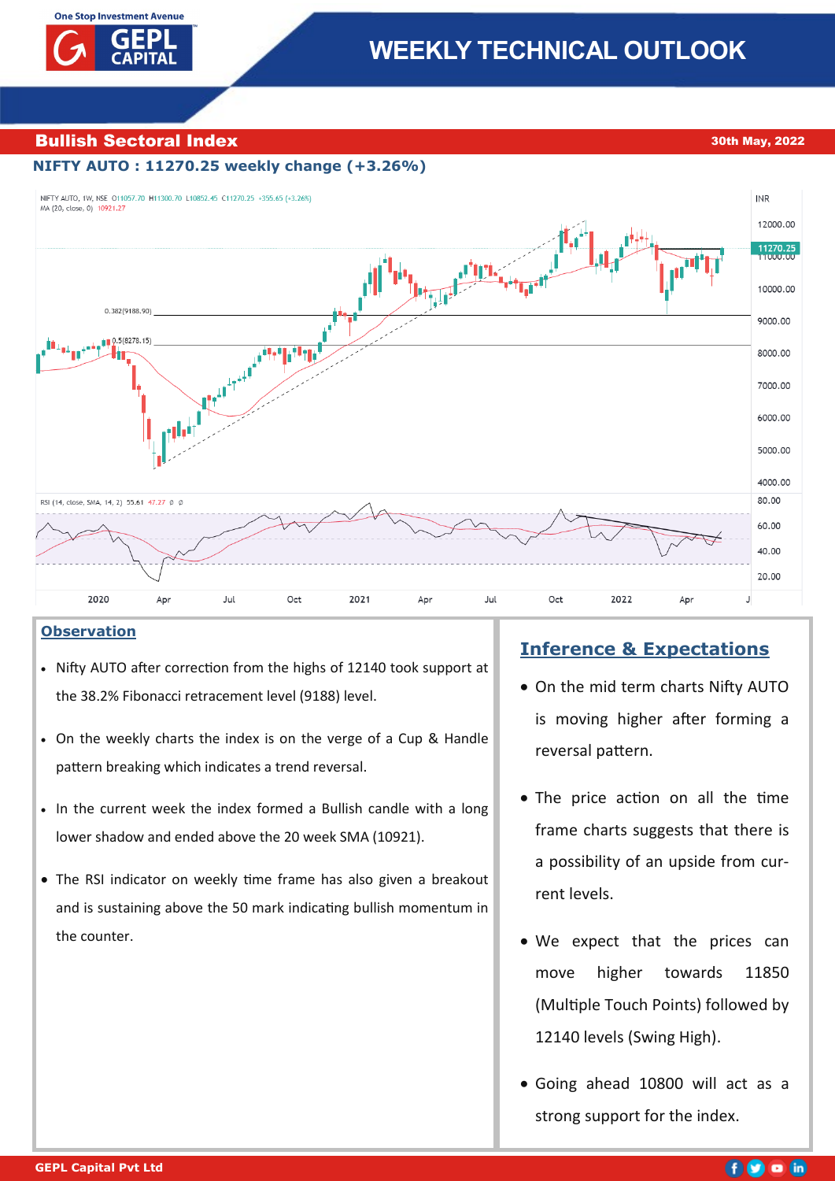# WEEKLY TECHNICAL OUTLOOK

## Bullish Sectoral Index

30th May, 2022

### NIFTY AUTO : 11270.25 weekly change (+3.26%)

### Observation

- Nifty AUTO after correction from the highs of 12140 took support at the 38.2% Fibonacci retracement level (9188) level.
- On the weekly charts the index is on the verge of a Cup & Handle pattern breaking which indicates a trend reversal.
- In the current week the index formed a Bullish candle with a long lower shadow and ended above the 20 week SMA (10921).
- The RSI indicator on weekly time frame has also given a breakout and is sustaining above the 50 mark indicating bullish momentum in the counter.

### Inference & Expectations

- On the mid term charts Nifty AUTO is moving higher after forming a reversal pattern.
- The price action on all the time frame charts suggests that there is a possibility of an upside from current levels.
- We expect that the prices can move higher towards 11850 (Multiple Touch Points) followed by 12140 levels (Swing High).
- Going ahead 10800 will act as a strong support for the index.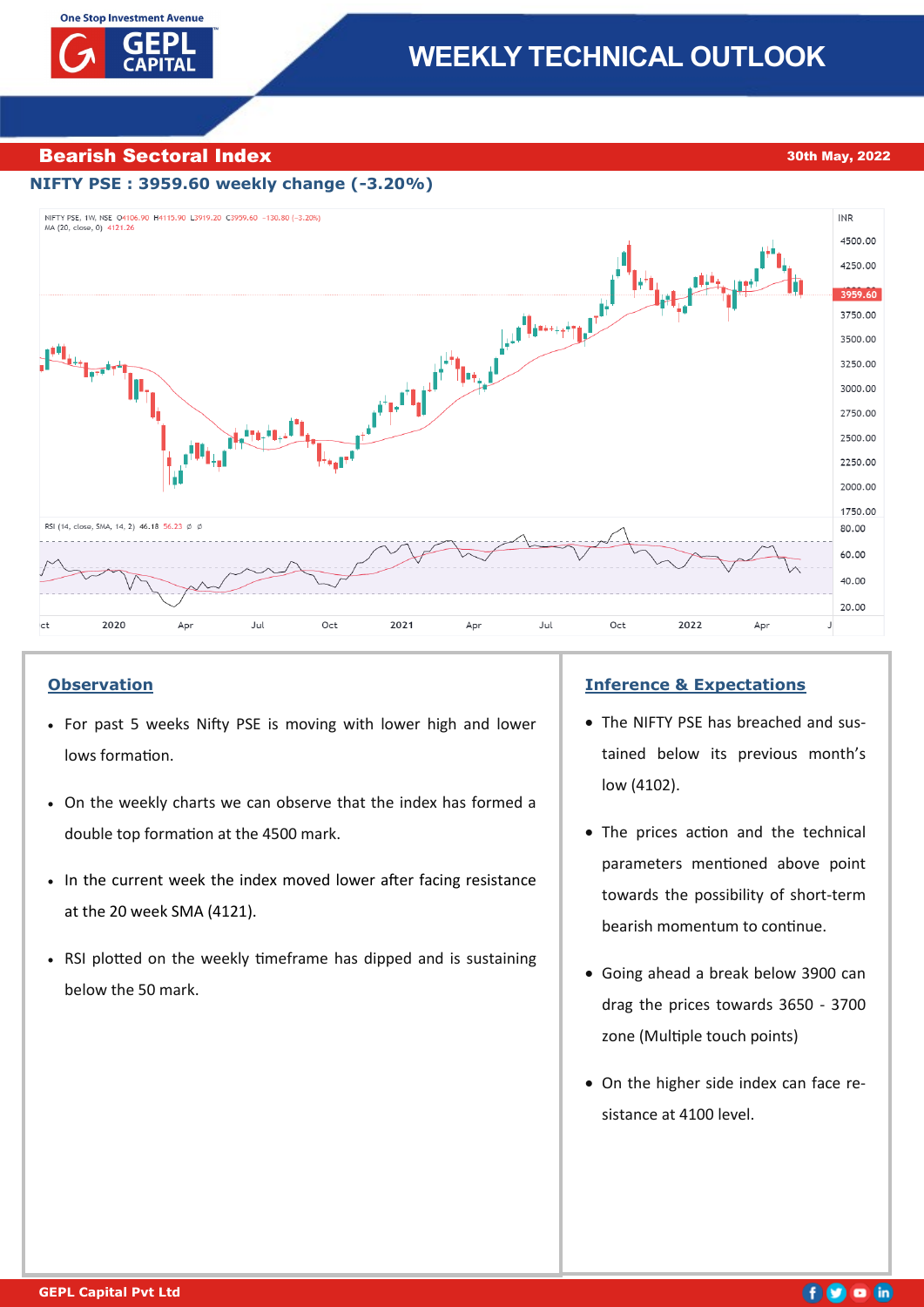# WEEKLY TECHNICAL OUTLOOK

## Bearish Sectoral Index

30th May, 2022

**NIFTY PSE : 3959.60 weekly change (-3.20%)**

### Observation

- For past 5 weeks Nifty PSE is moving with lower high and lower lows formation.
- On the weekly charts we can observe that the index has formed a double top formation at the 4500 mark.
- In the current week the index moved lower after facing resistance at the 20 week SMA (4121).
- RSI plotted on the weekly timeframe has dipped and is sustaining below the 50 mark.

### Inference & Expectations

- The NIFTY PSE has breached and sustained below its previous month's low (4102).
- The prices action and the technical parameters mentioned above point towards the possibility of short-term bearish momentum to continue.
- Going ahead a break below 3900 can drag the prices towards 3650 - 3700 zone (Multiple touch points)
- On the higher side index can face resistance at 4100 level.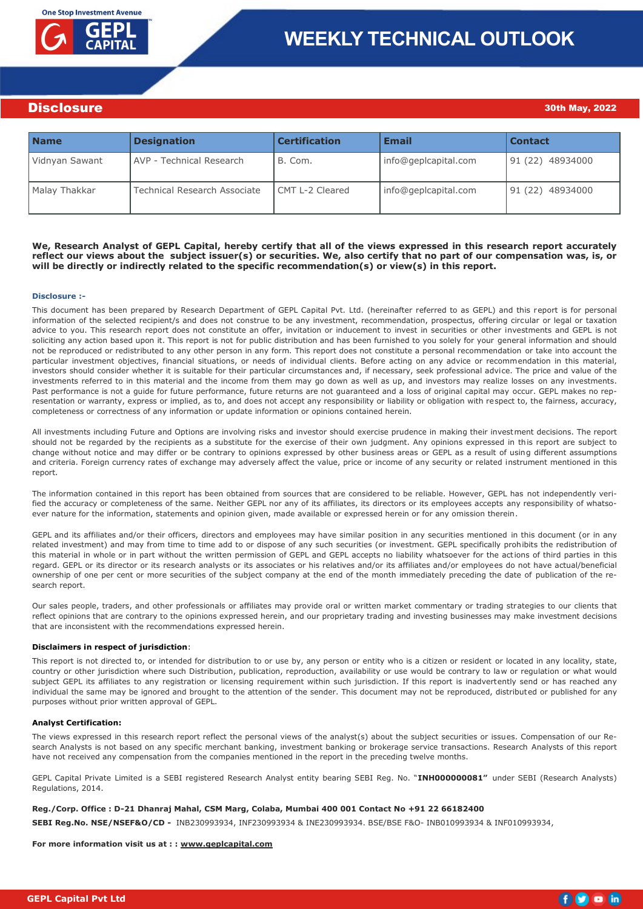# WEEKLY TECHNICAL OUTLOOK

## Disclosure

30th May, 2022

| Name | Designation | Certification | Email | Contact |
|---|---|---|---|---|
| Vidnyan Sawant | AVP - Technical Research | B. Com. | info@geplcapital.com | 91 (22) 48934000 |
| Malay Thakkar | Technical Research Associate | CMT L-2 Cleared | info@geplcapital.com | 91 (22) 48934000 |

**We, Research Analyst of GEPL Capital, hereby certify that all of the views expressed in this research report accurately reflect our views about the subject issuer(s) or securities. We, also certify that no part of our compensation was, is, or will be directly or indirectly related to the specific recommendation(s) or view(s) in this report.**

**Disclosure :-**

This document has been prepared by Research Department of GEPL Capital Pvt. Ltd. (hereinafter referred to as GEPL) and this report is for personal information of the selected recipient/s and does not construe to be any investment, recommendation, prospectus, offering circular or legal or taxation advice to you. This research report does not constitute an offer, invitation or inducement to invest in securities or other investments and GEPL is not soliciting any action based upon it. This report is not for public distribution and has been furnished to you solely for your general information and should not be reproduced or redistributed to any other person in any form. This report does not constitute a personal recommendation or take into account the particular investment objectives, financial situations, or needs of individual clients. Before acting on any advice or recommendation in this material, investors should consider whether it is suitable for their particular circumstances and, if necessary, seek professional advice. The price and value of the investments referred to in this material and the income from them may go down as well as up, and investors may realize losses on any investments. Past performance is not a guide for future performance, future returns are not guaranteed and a loss of original capital may occur. GEPL makes no representation or warranty, express or implied, as to, and does not accept any responsibility or liability or obligation with respect to, the fairness, accuracy, completeness or correctness of any information or update information or opinions contained herein.

All investments including Future and Options are involving risks and investor should exercise prudence in making their investment decisions. The report should not be regarded by the recipients as a substitute for the exercise of their own judgment. Any opinions expressed in this report are subject to change without notice and may differ or be contrary to opinions expressed by other business areas or GEPL as a result of using different assumptions and criteria. Foreign currency rates of exchange may adversely affect the value, price or income of any security or related instrument mentioned in this report.

The information contained in this report has been obtained from sources that are considered to be reliable. However, GEPL has not independently verified the accuracy or completeness of the same. Neither GEPL nor any of its affiliates, its directors or its employees accepts any responsibility of whatsoever nature for the information, statements and opinion given, made available or expressed herein or for any omission therein.

GEPL and its affiliates and/or their officers, directors and employees may have similar position in any securities mentioned in this document (or in any related investment) and may from time to time add to or dispose of any such securities (or investment. GEPL specifically prohibits the redistribution of this material in whole or in part without the written permission of GEPL and GEPL accepts no liability whatsoever for the actions of third parties in this regard. GEPL or its director or its research analysts or its associates or his relatives and/or its affiliates and/or employees do not have actual/beneficial ownership of one per cent or more securities of the subject company at the end of the month immediately preceding the date of publication of the research report.

Our sales people, traders, and other professionals or affiliates may provide oral or written market commentary or trading strategies to our clients that reflect opinions that are contrary to the opinions expressed herein, and our proprietary trading and investing businesses may make investment decisions that are inconsistent with the recommendations expressed herein.

**Disclaimers in respect of jurisdiction**:

This report is not directed to, or intended for distribution to or use by, any person or entity who is a citizen or resident or located in any locality, state, country or other jurisdiction where such Distribution, publication, reproduction, availability or use would be contrary to law or regulation or what would subject GEPL its affiliates to any registration or licensing requirement within such jurisdiction. If this report is inadvertently send or has reached any individual the same may be ignored and brought to the attention of the sender. This document may not be reproduced, distributed or published for any purposes without prior written approval of GEPL.

**Analyst Certification:**

The views expressed in this research report reflect the personal views of the analyst(s) about the subject securities or issues. Compensation of our Research Analysts is not based on any specific merchant banking, investment banking or brokerage service transactions. Research Analysts of this report have not received any compensation from the companies mentioned in the report in the preceding twelve months.

GEPL Capital Private Limited is a SEBI registered Research Analyst entity bearing SEBI Reg. No. "**INH000000081"** under SEBI (Research Analysts) Regulations, 2014.

**Reg./Corp. Office : D-21 Dhanraj Mahal, CSM Marg, Colaba, Mumbai 400 001 Contact No +91 22 66182400**

**SEBI Reg.No. NSE/NSEF&O/CD -** INB230993934, INF230993934 & INE230993934. BSE/BSE F&O- INB010993934 & INF010993934,

**For more information visit us at : : www.geplcapital.com**